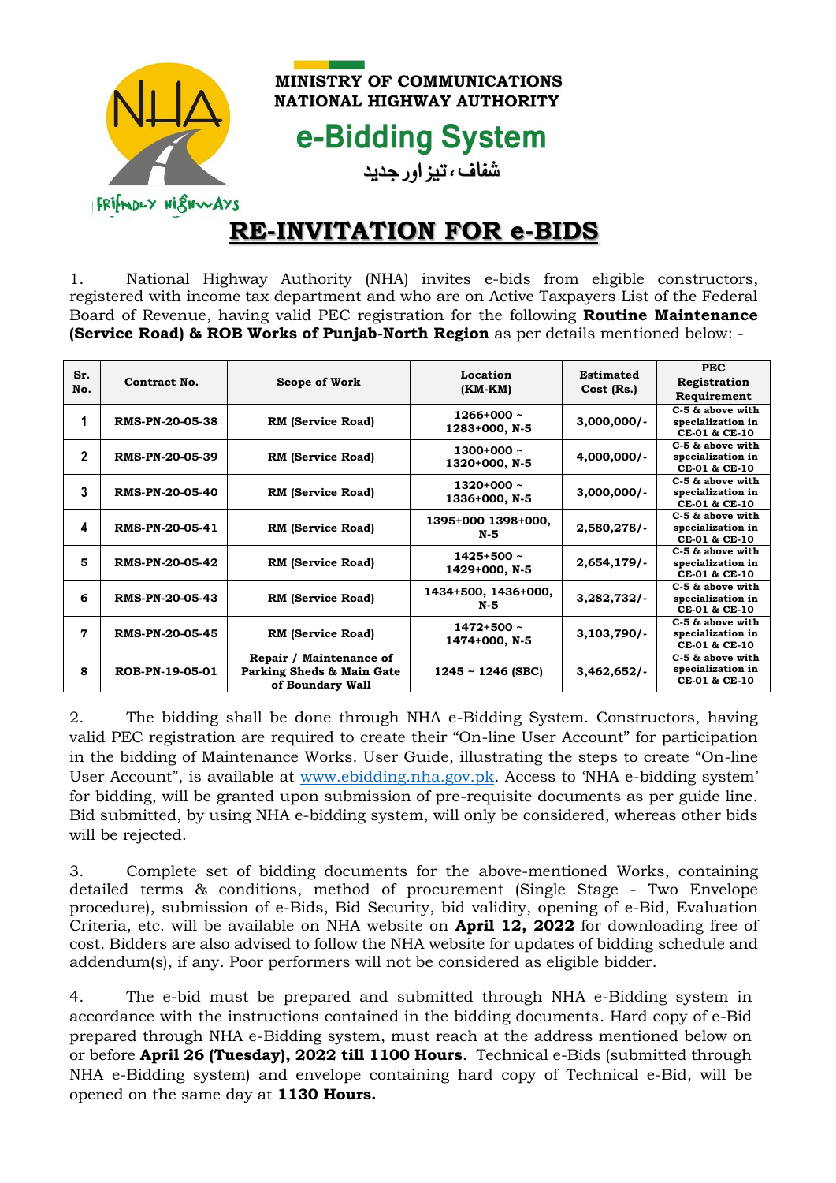MINISTRY OF COMMUNICATIONS
NATIONAL HIGHWAY AUTHORITY

**e-Bidding System**

شفاف، تیز اور جدید

FRIENDLY HIGHWAYS

# RE-INVITATION FOR e-BIDS

1. National Highway Authority (NHA) invites e-bids from eligible constructors, registered with income tax department and who are on Active Taxpayers List of the Federal Board of Revenue, having valid PEC registration for the following **Routine Maintenance (Service Road) & ROB Works of Punjab-North Region** as per details mentioned below: -

| Sr. No. | Contract No. | Scope of Work | Location (KM-KM) | Estimated Cost (Rs.) | PEC Registration Requirement |
|---|---|---|---|---|---|
| 1 | RMS-PN-20-05-38 | RM (Service Road) | 1266+000 ~ 1283+000, N-5 | 3,000,000/- | C-5 & above with specialization in CE-01 & CE-10 |
| 2 | RMS-PN-20-05-39 | RM (Service Road) | 1300+000 ~ 1320+000, N-5 | 4,000,000/- | C-5 & above with specialization in CE-01 & CE-10 |
| 3 | RMS-PN-20-05-40 | RM (Service Road) | 1320+000 ~ 1336+000, N-5 | 3,000,000/- | C-5 & above with specialization in CE-01 & CE-10 |
| 4 | RMS-PN-20-05-41 | RM (Service Road) | 1395+000 1398+000, N-5 | 2,580,278/- | C-5 & above with specialization in CE-01 & CE-10 |
| 5 | RMS-PN-20-05-42 | RM (Service Road) | 1425+500 ~ 1429+000, N-5 | 2,654,179/- | C-5 & above with specialization in CE-01 & CE-10 |
| 6 | RMS-PN-20-05-43 | RM (Service Road) | 1434+500, 1436+000, N-5 | 3,282,732/- | C-5 & above with specialization in CE-01 & CE-10 |
| 7 | RMS-PN-20-05-45 | RM (Service Road) | 1472+500 ~ 1474+000, N-5 | 3,103,790/- | C-5 & above with specialization in CE-01 & CE-10 |
| 8 | ROB-PN-19-05-01 | Repair / Maintenance of Parking Sheds & Main Gate of Boundary Wall | 1245 ~ 1246 (SBC) | 3,462,652/- | C-5 & above with specialization in CE-01 & CE-10 |

2. The bidding shall be done through NHA e-Bidding System. Constructors, having valid PEC registration are required to create their "On-line User Account" for participation in the bidding of Maintenance Works. User Guide, illustrating the steps to create "On-line User Account", is available at www.ebidding.nha.gov.pk. Access to 'NHA e-bidding system' for bidding, will be granted upon submission of pre-requisite documents as per guide line. Bid submitted, by using NHA e-bidding system, will only be considered, whereas other bids will be rejected.

3. Complete set of bidding documents for the above-mentioned Works, containing detailed terms & conditions, method of procurement (Single Stage - Two Envelope procedure), submission of e-Bids, Bid Security, bid validity, opening of e-Bid, Evaluation Criteria, etc. will be available on NHA website on **April 12, 2022** for downloading free of cost. Bidders are also advised to follow the NHA website for updates of bidding schedule and addendum(s), if any. Poor performers will not be considered as eligible bidder.

4. The e-bid must be prepared and submitted through NHA e-Bidding system in accordance with the instructions contained in the bidding documents. Hard copy of e-Bid prepared through NHA e-Bidding system, must reach at the address mentioned below on or before **April 26 (Tuesday), 2022 till 1100 Hours**. Technical e-Bids (submitted through NHA e-Bidding system) and envelope containing hard copy of Technical e-Bid, will be opened on the same day at **1130 Hours.**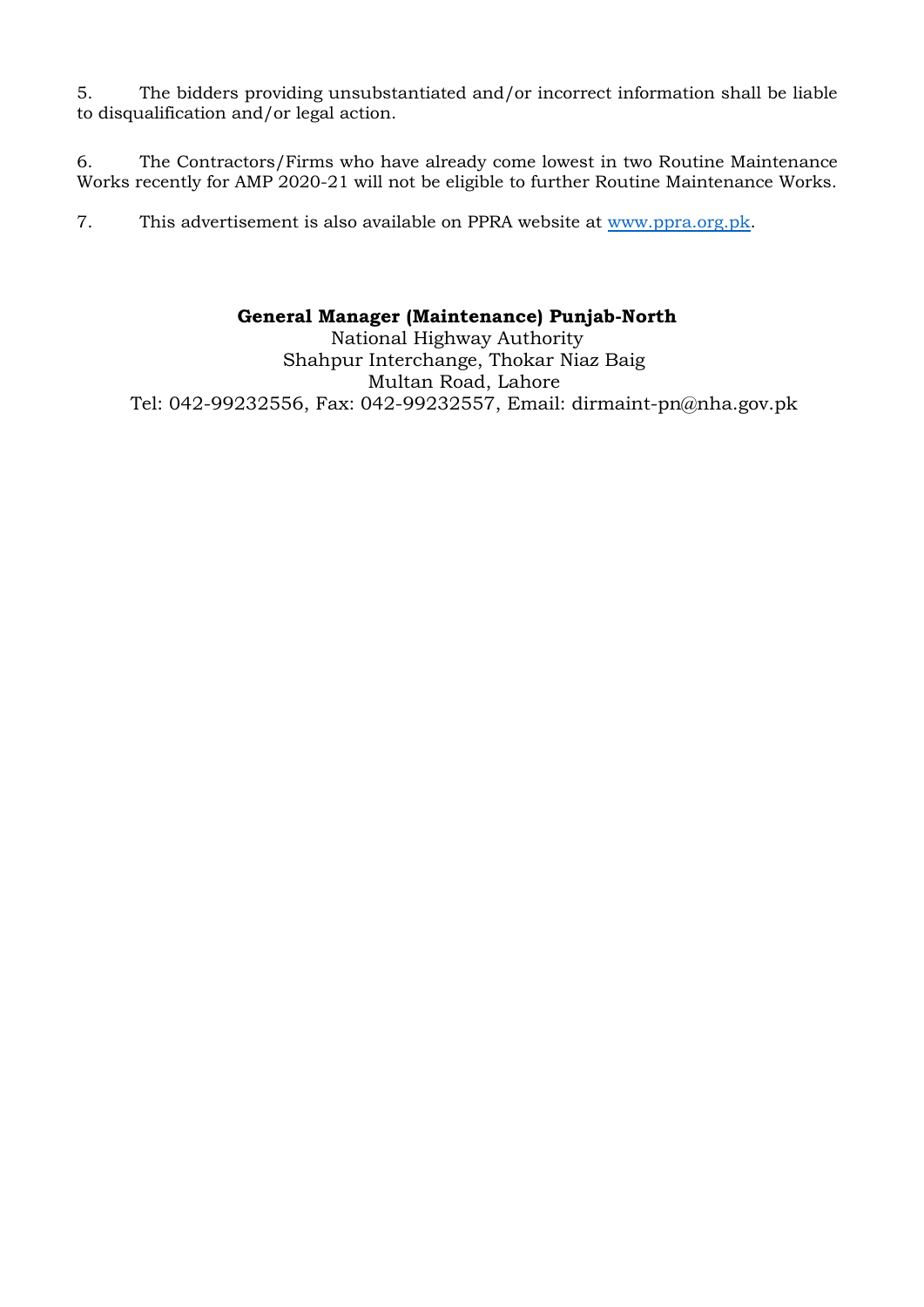5. The bidders providing unsubstantiated and/or incorrect information shall be liable to disqualification and/or legal action.

6. The Contractors/Firms who have already come lowest in two Routine Maintenance Works recently for AMP 2020-21 will not be eligible to further Routine Maintenance Works.

7. This advertisement is also available on PPRA website at www.ppra.org.pk.

**General Manager (Maintenance) Punjab-North**
National Highway Authority
Shahpur Interchange, Thokar Niaz Baig
Multan Road, Lahore
Tel: 042-99232556, Fax: 042-99232557, Email: dirmaint-pn@nha.gov.pk